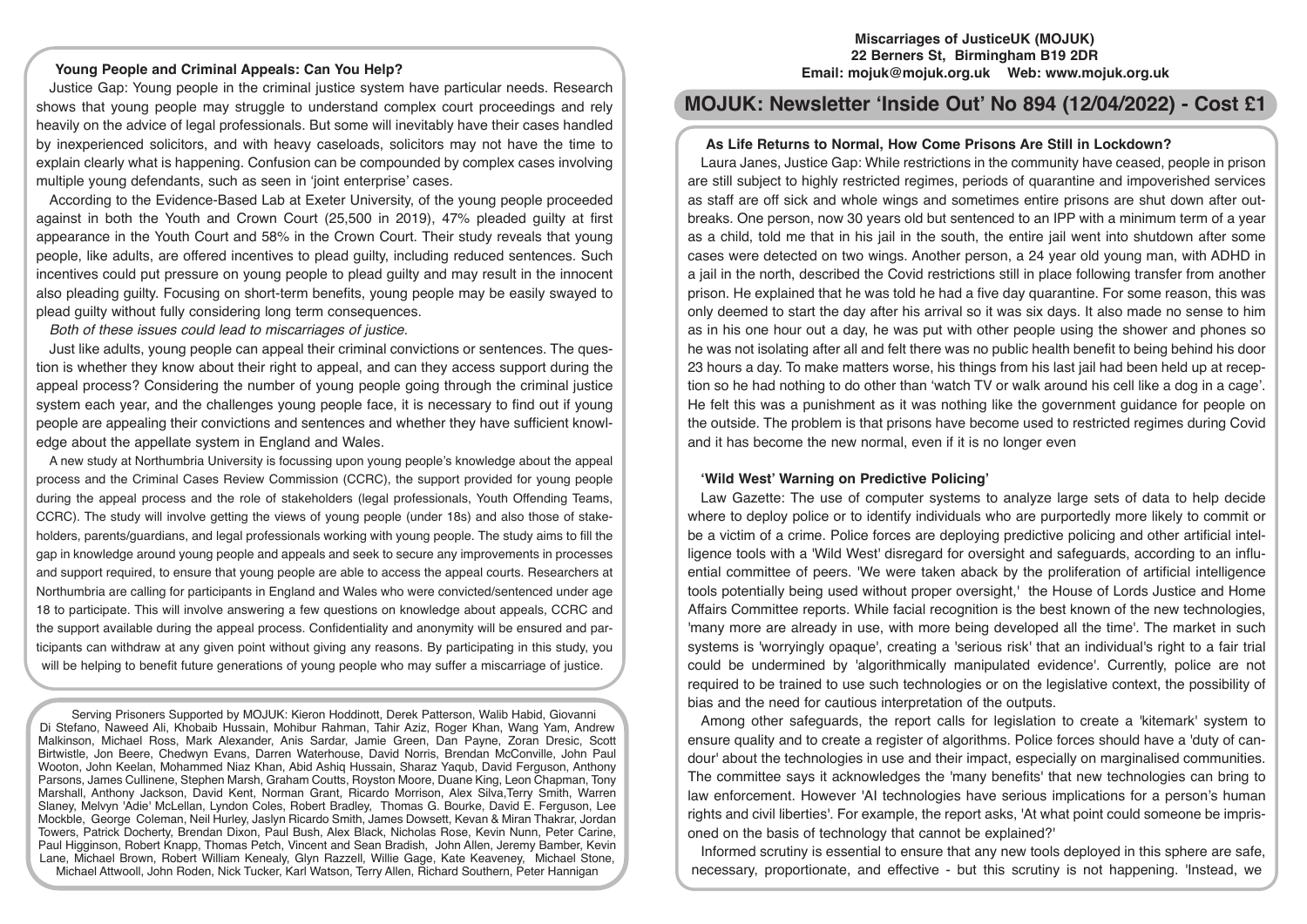**Miscarriages of JusticeUK (MOJUK)**
**22 Berners St, Birmingham B19 2DR**
**Email: mojuk@mojuk.org.uk Web: www.mojuk.org.uk**

# MOJUK: Newsletter 'Inside Out' No 894 (12/04/2022) - Cost £1

### Young People and Criminal Appeals: Can You Help?

Justice Gap: Young people in the criminal justice system have particular needs. Research shows that young people may struggle to understand complex court proceedings and rely heavily on the advice of legal professionals. But some will inevitably have their cases handled by inexperienced solicitors, and with heavy caseloads, solicitors may not have the time to explain clearly what is happening. Confusion can be compounded by complex cases involving multiple young defendants, such as seen in 'joint enterprise' cases.

According to the Evidence-Based Lab at Exeter University, of the young people proceeded against in both the Youth and Crown Court (25,500 in 2019), 47% pleaded guilty at first appearance in the Youth Court and 58% in the Crown Court. Their study reveals that young people, like adults, are offered incentives to plead guilty, including reduced sentences. Such incentives could put pressure on young people to plead guilty and may result in the innocent also pleading guilty. Focusing on short-term benefits, young people may be easily swayed to plead guilty without fully considering long term consequences.

*Both of these issues could lead to miscarriages of justice.*

Just like adults, young people can appeal their criminal convictions or sentences. The question is whether they know about their right to appeal, and can they access support during the appeal process? Considering the number of young people going through the criminal justice system each year, and the challenges young people face, it is necessary to find out if young people are appealing their convictions and sentences and whether they have sufficient knowledge about the appellate system in England and Wales.

A new study at Northumbria University is focussing upon young people's knowledge about the appeal process and the Criminal Cases Review Commission (CCRC), the support provided for young people during the appeal process and the role of stakeholders (legal professionals, Youth Offending Teams, CCRC). The study will involve getting the views of young people (under 18s) and also those of stakeholders, parents/guardians, and legal professionals working with young people. The study aims to fill the gap in knowledge around young people and appeals and seek to secure any improvements in processes and support required, to ensure that young people are able to access the appeal courts. Researchers at Northumbria are calling for participants in England and Wales who were convicted/sentenced under age 18 to participate. This will involve answering a few questions on knowledge about appeals, CCRC and the support available during the appeal process. Confidentiality and anonymity will be ensured and participants can withdraw at any given point without giving any reasons. By participating in this study, you will be helping to benefit future generations of young people who may suffer a miscarriage of justice.

Serving Prisoners Supported by MOJUK: Kieron Hoddinott, Derek Patterson, Walib Habid, Giovanni Di Stefano, Naweed Ali, Khobaib Hussain, Mohibur Rahman, Tahir Aziz, Roger Khan, Wang Yam, Andrew Malkinson, Michael Ross, Mark Alexander, Anis Sardar, Jamie Green, Dan Payne, Zoran Dresic, Scott Birtwistle, Jon Beere, Chedwyn Evans, Darren Waterhouse, David Norris, Brendan McConville, John Paul Wooton, John Keelan, Mohammed Niaz Khan, Abid Ashiq Hussain, Sharaz Yaqub, David Ferguson, Anthony Parsons, James Cullinene, Stephen Marsh, Graham Coutts, Royston Moore, Duane King, Leon Chapman, Tony Marshall, Anthony Jackson, David Kent, Norman Grant, Ricardo Morrison, Alex Silva,Terry Smith, Warren Slaney, Melvyn 'Adie' McLellan, Lyndon Coles, Robert Bradley, Thomas G. Bourke, David E. Ferguson, Lee Mockble, George Coleman, Neil Hurley, Jaslyn Ricardo Smith, James Dowsett, Kevan & Miran Thakrar, Jordan Towers, Patrick Docherty, Brendan Dixon, Paul Bush, Alex Black, Nicholas Rose, Kevin Nunn, Peter Carine, Paul Higginson, Robert Knapp, Thomas Petch, Vincent and Sean Bradish, John Allen, Jeremy Bamber, Kevin Lane, Michael Brown, Robert William Kenealy, Glyn Razzell, Willie Gage, Kate Keaveney, Michael Stone, Michael Attwooll, John Roden, Nick Tucker, Karl Watson, Terry Allen, Richard Southern, Peter Hannigan

### As Life Returns to Normal, How Come Prisons Are Still in Lockdown?

Laura Janes, Justice Gap: While restrictions in the community have ceased, people in prison are still subject to highly restricted regimes, periods of quarantine and impoverished services as staff are off sick and whole wings and sometimes entire prisons are shut down after outbreaks. One person, now 30 years old but sentenced to an IPP with a minimum term of a year as a child, told me that in his jail in the south, the entire jail went into shutdown after some cases were detected on two wings. Another person, a 24 year old young man, with ADHD in a jail in the north, described the Covid restrictions still in place following transfer from another prison. He explained that he was told he had a five day quarantine. For some reason, this was only deemed to start the day after his arrival so it was six days. It also made no sense to him as in his one hour out a day, he was put with other people using the shower and phones so he was not isolating after all and felt there was no public health benefit to being behind his door 23 hours a day. To make matters worse, his things from his last jail had been held up at reception so he had nothing to do other than 'watch TV or walk around his cell like a dog in a cage'. He felt this was a punishment as it was nothing like the government guidance for people on the outside. The problem is that prisons have become used to restricted regimes during Covid and it has become the new normal, even if it is no longer even

### 'Wild West' Warning on Predictive Policing'

Law Gazette: The use of computer systems to analyze large sets of data to help decide where to deploy police or to identify individuals who are purportedly more likely to commit or be a victim of a crime. Police forces are deploying predictive policing and other artificial intelligence tools with a 'Wild West' disregard for oversight and safeguards, according to an influential committee of peers. 'We were taken aback by the proliferation of artificial intelligence tools potentially being used without proper oversight,' the House of Lords Justice and Home Affairs Committee reports. While facial recognition is the best known of the new technologies, 'many more are already in use, with more being developed all the time'. The market in such systems is 'worryingly opaque', creating a 'serious risk' that an individual's right to a fair trial could be undermined by 'algorithmically manipulated evidence'. Currently, police are not required to be trained to use such technologies or on the legislative context, the possibility of bias and the need for cautious interpretation of the outputs.

Among other safeguards, the report calls for legislation to create a 'kitemark' system to ensure quality and to create a register of algorithms. Police forces should have a 'duty of candour' about the technologies in use and their impact, especially on marginalised communities. The committee says it acknowledges the 'many benefits' that new technologies can bring to law enforcement. However 'AI technologies have serious implications for a person's human rights and civil liberties'. For example, the report asks, 'At what point could someone be imprisoned on the basis of technology that cannot be explained?'

Informed scrutiny is essential to ensure that any new tools deployed in this sphere are safe, necessary, proportionate, and effective - but this scrutiny is not happening. 'Instead, we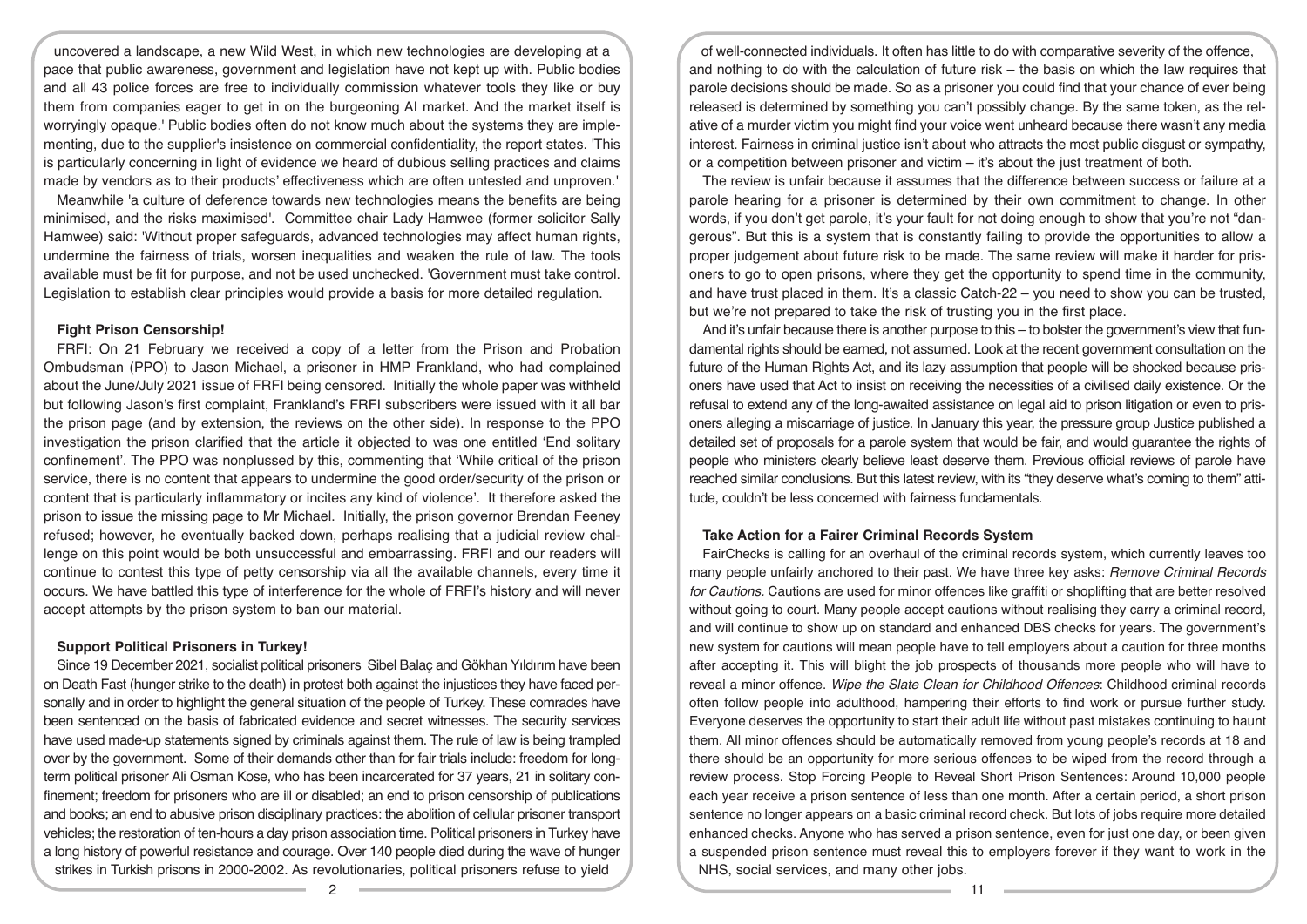uncovered a landscape, a new Wild West, in which new technologies are developing at a pace that public awareness, government and legislation have not kept up with. Public bodies and all 43 police forces are free to individually commission whatever tools they like or buy them from companies eager to get in on the burgeoning AI market. And the market itself is worryingly opaque.' Public bodies often do not know much about the systems they are implementing, due to the supplier's insistence on commercial confidentiality, the report states. 'This is particularly concerning in light of evidence we heard of dubious selling practices and claims made by vendors as to their products' effectiveness which are often untested and unproven.'

Meanwhile 'a culture of deference towards new technologies means the benefits are being minimised, and the risks maximised'. Committee chair Lady Hamwee (former solicitor Sally Hamwee) said: 'Without proper safeguards, advanced technologies may affect human rights, undermine the fairness of trials, worsen inequalities and weaken the rule of law. The tools available must be fit for purpose, and not be used unchecked. 'Government must take control. Legislation to establish clear principles would provide a basis for more detailed regulation.

**Fight Prison Censorship!**

FRFI: On 21 February we received a copy of a letter from the Prison and Probation Ombudsman (PPO) to Jason Michael, a prisoner in HMP Frankland, who had complained about the June/July 2021 issue of FRFI being censored. Initially the whole paper was withheld but following Jason's first complaint, Frankland's FRFI subscribers were issued with it all bar the prison page (and by extension, the reviews on the other side). In response to the PPO investigation the prison clarified that the article it objected to was one entitled 'End solitary confinement'. The PPO was nonplussed by this, commenting that 'While critical of the prison service, there is no content that appears to undermine the good order/security of the prison or content that is particularly inflammatory or incites any kind of violence'. It therefore asked the prison to issue the missing page to Mr Michael. Initially, the prison governor Brendan Feeney refused; however, he eventually backed down, perhaps realising that a judicial review challenge on this point would be both unsuccessful and embarrassing. FRFI and our readers will continue to contest this type of petty censorship via all the available channels, every time it occurs. We have battled this type of interference for the whole of FRFI's history and will never accept attempts by the prison system to ban our material.

**Support Political Prisoners in Turkey!**

Since 19 December 2021, socialist political prisoners Sibel Balaç and Gökhan Yıldırım have been on Death Fast (hunger strike to the death) in protest both against the injustices they have faced personally and in order to highlight the general situation of the people of Turkey. These comrades have been sentenced on the basis of fabricated evidence and secret witnesses. The security services have used made-up statements signed by criminals against them. The rule of law is being trampled over by the government. Some of their demands other than for fair trials include: freedom for long-term political prisoner Ali Osman Kose, who has been incarcerated for 37 years, 21 in solitary confinement; freedom for prisoners who are ill or disabled; an end to prison censorship of publications and books; an end to abusive prison disciplinary practices: the abolition of cellular prisoner transport vehicles; the restoration of ten-hours a day prison association time. Political prisoners in Turkey have a long history of powerful resistance and courage. Over 140 people died during the wave of hunger strikes in Turkish prisons in 2000-2002. As revolutionaries, political prisoners refuse to yield

of well-connected individuals. It often has little to do with comparative severity of the offence, and nothing to do with the calculation of future risk – the basis on which the law requires that parole decisions should be made. So as a prisoner you could find that your chance of ever being released is determined by something you can't possibly change. By the same token, as the relative of a murder victim you might find your voice went unheard because there wasn't any media interest. Fairness in criminal justice isn't about who attracts the most public disgust or sympathy, or a competition between prisoner and victim – it's about the just treatment of both.

The review is unfair because it assumes that the difference between success or failure at a parole hearing for a prisoner is determined by their own commitment to change. In other words, if you don't get parole, it's your fault for not doing enough to show that you're not "dangerous". But this is a system that is constantly failing to provide the opportunities to allow a proper judgement about future risk to be made. The same review will make it harder for prisoners to go to open prisons, where they get the opportunity to spend time in the community, and have trust placed in them. It's a classic Catch-22 – you need to show you can be trusted, but we're not prepared to take the risk of trusting you in the first place.

And it's unfair because there is another purpose to this – to bolster the government's view that fundamental rights should be earned, not assumed. Look at the recent government consultation on the future of the Human Rights Act, and its lazy assumption that people will be shocked because prisoners have used that Act to insist on receiving the necessities of a civilised daily existence. Or the refusal to extend any of the long-awaited assistance on legal aid to prison litigation or even to prisoners alleging a miscarriage of justice. In January this year, the pressure group Justice published a detailed set of proposals for a parole system that would be fair, and would guarantee the rights of people who ministers clearly believe least deserve them. Previous official reviews of parole have reached similar conclusions. But this latest review, with its "they deserve what's coming to them" attitude, couldn't be less concerned with fairness fundamentals.

**Take Action for a Fairer Criminal Records System**

FairChecks is calling for an overhaul of the criminal records system, which currently leaves too many people unfairly anchored to their past. We have three key asks: *Remove Criminal Records for Cautions*. Cautions are used for minor offences like graffiti or shoplifting that are better resolved without going to court. Many people accept cautions without realising they carry a criminal record, and will continue to show up on standard and enhanced DBS checks for years. The government's new system for cautions will mean people have to tell employers about a caution for three months after accepting it. This will blight the job prospects of thousands more people who will have to reveal a minor offence. *Wipe the Slate Clean for Childhood Offences*: Childhood criminal records often follow people into adulthood, hampering their efforts to find work or pursue further study. Everyone deserves the opportunity to start their adult life without past mistakes continuing to haunt them. All minor offences should be automatically removed from young people's records at 18 and there should be an opportunity for more serious offences to be wiped from the record through a review process. Stop Forcing People to Reveal Short Prison Sentences: Around 10,000 people each year receive a prison sentence of less than one month. After a certain period, a short prison sentence no longer appears on a basic criminal record check. But lots of jobs require more detailed enhanced checks. Anyone who has served a prison sentence, even for just one day, or been given a suspended prison sentence must reveal this to employers forever if they want to work in the NHS, social services, and many other jobs.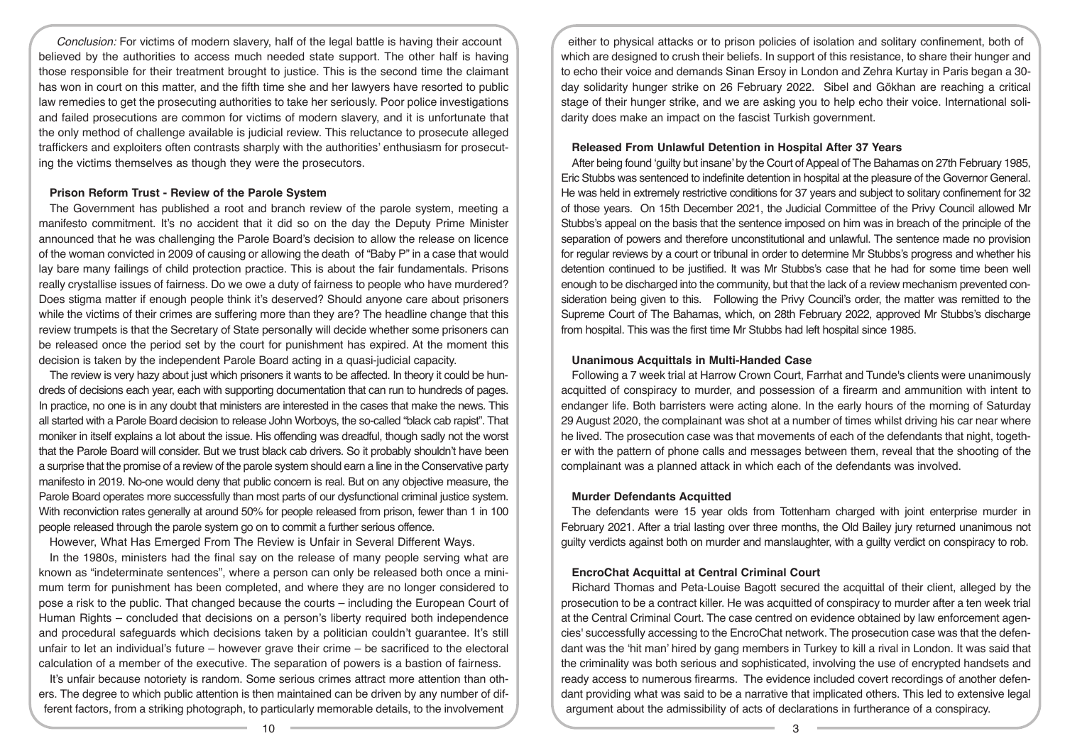*Conclusion:* For victims of modern slavery, half of the legal battle is having their account believed by the authorities to access much needed state support. The other half is having those responsible for their treatment brought to justice. This is the second time the claimant has won in court on this matter, and the fifth time she and her lawyers have resorted to public law remedies to get the prosecuting authorities to take her seriously. Poor police investigations and failed prosecutions are common for victims of modern slavery, and it is unfortunate that the only method of challenge available is judicial review. This reluctance to prosecute alleged traffickers and exploiters often contrasts sharply with the authorities' enthusiasm for prosecuting the victims themselves as though they were the prosecutors.

### Prison Reform Trust - Review of the Parole System

The Government has published a root and branch review of the parole system, meeting a manifesto commitment. It's no accident that it did so on the day the Deputy Prime Minister announced that he was challenging the Parole Board's decision to allow the release on licence of the woman convicted in 2009 of causing or allowing the death of "Baby P" in a case that would lay bare many failings of child protection practice. This is about the fair fundamentals. Prisons really crystallise issues of fairness. Do we owe a duty of fairness to people who have murdered? Does stigma matter if enough people think it's deserved? Should anyone care about prisoners while the victims of their crimes are suffering more than they are? The headline change that this review trumpets is that the Secretary of State personally will decide whether some prisoners can be released once the period set by the court for punishment has expired. At the moment this decision is taken by the independent Parole Board acting in a quasi-judicial capacity.

The review is very hazy about just which prisoners it wants to be affected. In theory it could be hundreds of decisions each year, each with supporting documentation that can run to hundreds of pages. In practice, no one is in any doubt that ministers are interested in the cases that make the news. This all started with a Parole Board decision to release John Worboys, the so-called "black cab rapist". That moniker in itself explains a lot about the issue. His offending was dreadful, though sadly not the worst that the Parole Board will consider. But we trust black cab drivers. So it probably shouldn't have been a surprise that the promise of a review of the parole system should earn a line in the Conservative party manifesto in 2019. No-one would deny that public concern is real. But on any objective measure, the Parole Board operates more successfully than most parts of our dysfunctional criminal justice system. With reconviction rates generally at around 50% for people released from prison, fewer than 1 in 100 people released through the parole system go on to commit a further serious offence.

However, What Has Emerged From The Review is Unfair in Several Different Ways.

In the 1980s, ministers had the final say on the release of many people serving what are known as "indeterminate sentences", where a person can only be released both once a minimum term for punishment has been completed, and where they are no longer considered to pose a risk to the public. That changed because the courts – including the European Court of Human Rights – concluded that decisions on a person's liberty required both independence and procedural safeguards which decisions taken by a politician couldn't guarantee. It's still unfair to let an individual's future – however grave their crime – be sacrificed to the electoral calculation of a member of the executive. The separation of powers is a bastion of fairness.

It's unfair because notoriety is random. Some serious crimes attract more attention than others. The degree to which public attention is then maintained can be driven by any number of different factors, from a striking photograph, to particularly memorable details, to the involvement either to physical attacks or to prison policies of isolation and solitary confinement, both of which are designed to crush their beliefs. In support of this resistance, to share their hunger and to echo their voice and demands Sinan Ersoy in London and Zehra Kurtay in Paris began a 30-day solidarity hunger strike on 26 February 2022. Sibel and Gökhan are reaching a critical stage of their hunger strike, and we are asking you to help echo their voice. International solidarity does make an impact on the fascist Turkish government.

### Released From Unlawful Detention in Hospital After 37 Years

After being found 'guilty but insane' by the Court of Appeal of The Bahamas on 27th February 1985, Eric Stubbs was sentenced to indefinite detention in hospital at the pleasure of the Governor General. He was held in extremely restrictive conditions for 37 years and subject to solitary confinement for 32 of those years. On 15th December 2021, the Judicial Committee of the Privy Council allowed Mr Stubbs's appeal on the basis that the sentence imposed on him was in breach of the principle of the separation of powers and therefore unconstitutional and unlawful. The sentence made no provision for regular reviews by a court or tribunal in order to determine Mr Stubbs's progress and whether his detention continued to be justified. It was Mr Stubbs's case that he had for some time been well enough to be discharged into the community, but that the lack of a review mechanism prevented consideration being given to this. Following the Privy Council's order, the matter was remitted to the Supreme Court of The Bahamas, which, on 28th February 2022, approved Mr Stubbs's discharge from hospital. This was the first time Mr Stubbs had left hospital since 1985.

### Unanimous Acquittals in Multi-Handed Case

Following a 7 week trial at Harrow Crown Court, Farrhat and Tunde's clients were unanimously acquitted of conspiracy to murder, and possession of a firearm and ammunition with intent to endanger life. Both barristers were acting alone. In the early hours of the morning of Saturday 29 August 2020, the complainant was shot at a number of times whilst driving his car near where he lived. The prosecution case was that movements of each of the defendants that night, together with the pattern of phone calls and messages between them, reveal that the shooting of the complainant was a planned attack in which each of the defendants was involved.

### Murder Defendants Acquitted

The defendants were 15 year olds from Tottenham charged with joint enterprise murder in February 2021. After a trial lasting over three months, the Old Bailey jury returned unanimous not guilty verdicts against both on murder and manslaughter, with a guilty verdict on conspiracy to rob.

### EncroChat Acquittal at Central Criminal Court

Richard Thomas and Peta-Louise Bagott secured the acquittal of their client, alleged by the prosecution to be a contract killer. He was acquitted of conspiracy to murder after a ten week trial at the Central Criminal Court. The case centred on evidence obtained by law enforcement agencies' successfully accessing to the EncroChat network. The prosecution case was that the defendant was the 'hit man' hired by gang members in Turkey to kill a rival in London. It was said that the criminality was both serious and sophisticated, involving the use of encrypted handsets and ready access to numerous firearms. The evidence included covert recordings of another defendant providing what was said to be a narrative that implicated others. This led to extensive legal argument about the admissibility of acts of declarations in furtherance of a conspiracy.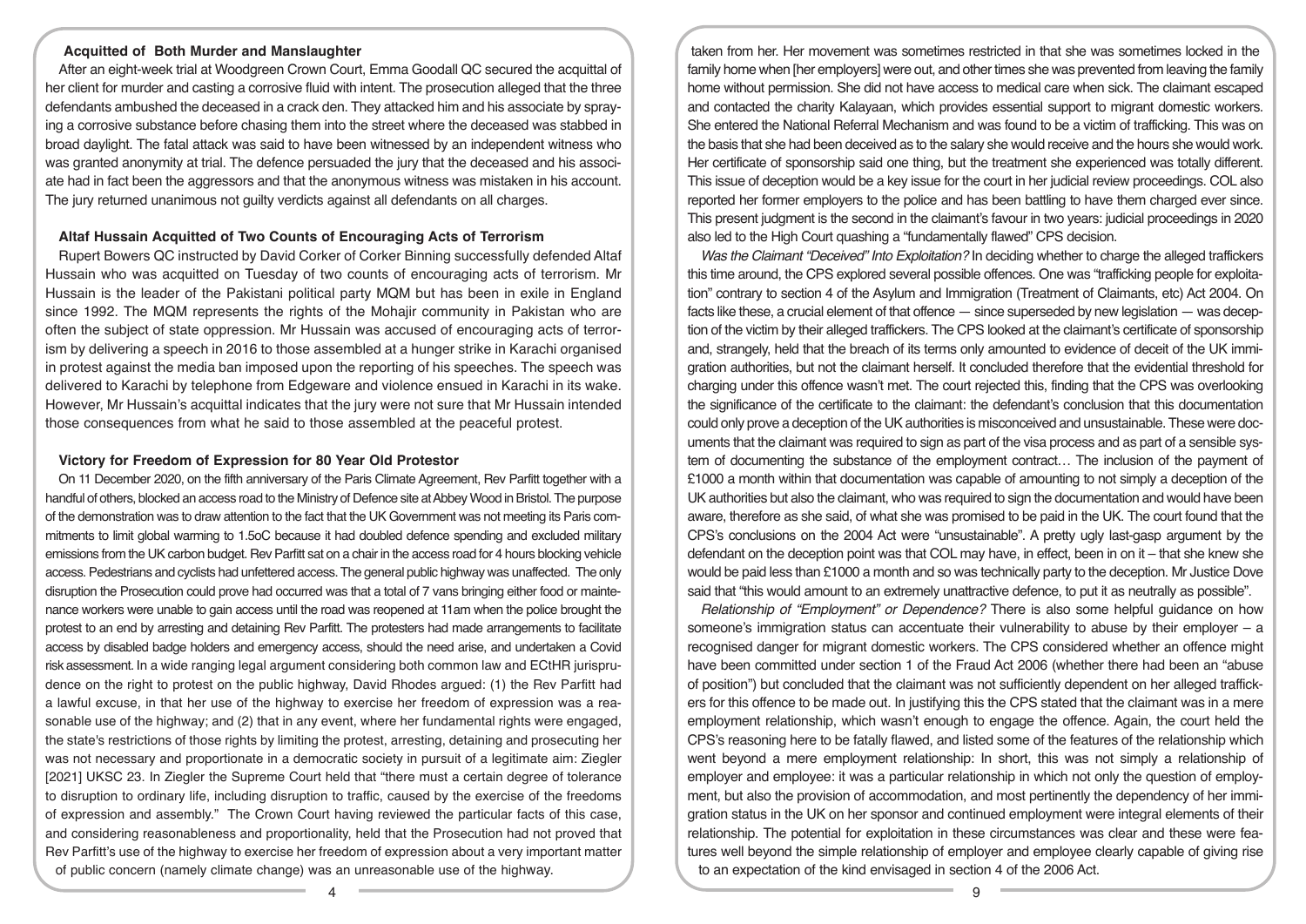### Acquitted of Both Murder and Manslaughter

After an eight-week trial at Woodgreen Crown Court, Emma Goodall QC secured the acquittal of her client for murder and casting a corrosive fluid with intent. The prosecution alleged that the three defendants ambushed the deceased in a crack den. They attacked him and his associate by spraying a corrosive substance before chasing them into the street where the deceased was stabbed in broad daylight. The fatal attack was said to have been witnessed by an independent witness who was granted anonymity at trial. The defence persuaded the jury that the deceased and his associate had in fact been the aggressors and that the anonymous witness was mistaken in his account. The jury returned unanimous not guilty verdicts against all defendants on all charges.

### Altaf Hussain Acquitted of Two Counts of Encouraging Acts of Terrorism

Rupert Bowers QC instructed by David Corker of Corker Binning successfully defended Altaf Hussain who was acquitted on Tuesday of two counts of encouraging acts of terrorism. Mr Hussain is the leader of the Pakistani political party MQM but has been in exile in England since 1992. The MQM represents the rights of the Mohajir community in Pakistan who are often the subject of state oppression. Mr Hussain was accused of encouraging acts of terrorism by delivering a speech in 2016 to those assembled at a hunger strike in Karachi organised in protest against the media ban imposed upon the reporting of his speeches. The speech was delivered to Karachi by telephone from Edgeware and violence ensued in Karachi in its wake. However, Mr Hussain's acquittal indicates that the jury were not sure that Mr Hussain intended those consequences from what he said to those assembled at the peaceful protest.

### Victory for Freedom of Expression for 80 Year Old Protestor

On 11 December 2020, on the fifth anniversary of the Paris Climate Agreement, Rev Parfitt together with a handful of others, blocked an access road to the Ministry of Defence site at Abbey Wood in Bristol. The purpose of the demonstration was to draw attention to the fact that the UK Government was not meeting its Paris commitments to limit global warming to 1.5oC because it had doubled defence spending and excluded military emissions from the UK carbon budget. Rev Parfitt sat on a chair in the access road for 4 hours blocking vehicle access. Pedestrians and cyclists had unfettered access. The general public highway was unaffected. The only disruption the Prosecution could prove had occurred was that a total of 7 vans bringing either food or maintenance workers were unable to gain access until the road was reopened at 11am when the police brought the protest to an end by arresting and detaining Rev Parfitt. The protesters had made arrangements to facilitate access by disabled badge holders and emergency access, should the need arise, and undertaken a Covid risk assessment. In a wide ranging legal argument considering both common law and ECtHR jurisprudence on the right to protest on the public highway, David Rhodes argued: (1) the Rev Parfitt had a lawful excuse, in that her use of the highway to exercise her freedom of expression was a reasonable use of the highway; and (2) that in any event, where her fundamental rights were engaged, the state's restrictions of those rights by limiting the protest, arresting, detaining and prosecuting her was not necessary and proportionate in a democratic society in pursuit of a legitimate aim: Ziegler [2021] UKSC 23. In Ziegler the Supreme Court held that "there must a certain degree of tolerance to disruption to ordinary life, including disruption to traffic, caused by the exercise of the freedoms of expression and assembly." The Crown Court having reviewed the particular facts of this case, and considering reasonableness and proportionality, held that the Prosecution had not proved that Rev Parfitt's use of the highway to exercise her freedom of expression about a very important matter of public concern (namely climate change) was an unreasonable use of the highway.

taken from her. Her movement was sometimes restricted in that she was sometimes locked in the family home when [her employers] were out, and other times she was prevented from leaving the family home without permission. She did not have access to medical care when sick. The claimant escaped and contacted the charity Kalayaan, which provides essential support to migrant domestic workers. She entered the National Referral Mechanism and was found to be a victim of trafficking. This was on the basis that she had been deceived as to the salary she would receive and the hours she would work. Her certificate of sponsorship said one thing, but the treatment she experienced was totally different. This issue of deception would be a key issue for the court in her judicial review proceedings. COL also reported her former employers to the police and has been battling to have them charged ever since. This present judgment is the second in the claimant's favour in two years: judicial proceedings in 2020 also led to the High Court quashing a "fundamentally flawed" CPS decision.

*Was the Claimant "Deceived" Into Exploitation?* In deciding whether to charge the alleged traffickers this time around, the CPS explored several possible offences. One was "trafficking people for exploitation" contrary to section 4 of the Asylum and Immigration (Treatment of Claimants, etc) Act 2004. On facts like these, a crucial element of that offence — since superseded by new legislation — was deception of the victim by their alleged traffickers. The CPS looked at the claimant's certificate of sponsorship and, strangely, held that the breach of its terms only amounted to evidence of deceit of the UK immigration authorities, but not the claimant herself. It concluded therefore that the evidential threshold for charging under this offence wasn't met. The court rejected this, finding that the CPS was overlooking the significance of the certificate to the claimant: the defendant's conclusion that this documentation could only prove a deception of the UK authorities is misconceived and unsustainable. These were documents that the claimant was required to sign as part of the visa process and as part of a sensible system of documenting the substance of the employment contract… The inclusion of the payment of £1000 a month within that documentation was capable of amounting to not simply a deception of the UK authorities but also the claimant, who was required to sign the documentation and would have been aware, therefore as she said, of what she was promised to be paid in the UK. The court found that the CPS's conclusions on the 2004 Act were "unsustainable". A pretty ugly last-gasp argument by the defendant on the deception point was that COL may have, in effect, been in on it – that she knew she would be paid less than £1000 a month and so was technically party to the deception. Mr Justice Dove said that "this would amount to an extremely unattractive defence, to put it as neutrally as possible".

*Relationship of "Employment" or Dependence?* There is also some helpful guidance on how someone's immigration status can accentuate their vulnerability to abuse by their employer – a recognised danger for migrant domestic workers. The CPS considered whether an offence might have been committed under section 1 of the Fraud Act 2006 (whether there had been an "abuse of position") but concluded that the claimant was not sufficiently dependent on her alleged traffickers for this offence to be made out. In justifying this the CPS stated that the claimant was in a mere employment relationship, which wasn't enough to engage the offence. Again, the court held the CPS's reasoning here to be fatally flawed, and listed some of the features of the relationship which went beyond a mere employment relationship: In short, this was not simply a relationship of employer and employee: it was a particular relationship in which not only the question of employment, but also the provision of accommodation, and most pertinently the dependency of her immigration status in the UK on her sponsor and continued employment were integral elements of their relationship. The potential for exploitation in these circumstances was clear and these were features well beyond the simple relationship of employer and employee clearly capable of giving rise to an expectation of the kind envisaged in section 4 of the 2006 Act.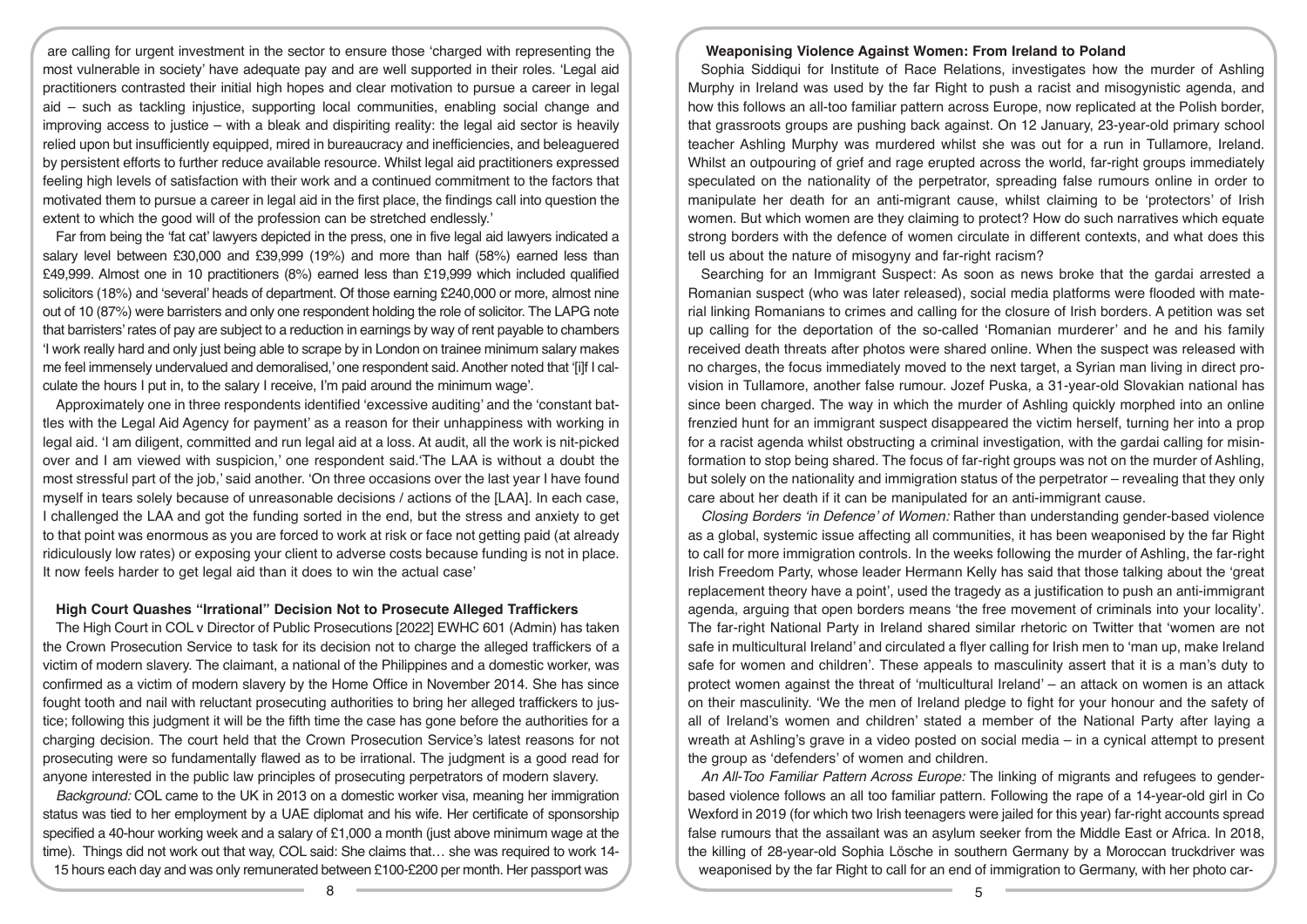are calling for urgent investment in the sector to ensure those 'charged with representing the most vulnerable in society' have adequate pay and are well supported in their roles. 'Legal aid practitioners contrasted their initial high hopes and clear motivation to pursue a career in legal aid – such as tackling injustice, supporting local communities, enabling social change and improving access to justice – with a bleak and dispiriting reality: the legal aid sector is heavily relied upon but insufficiently equipped, mired in bureaucracy and inefficiencies, and beleaguered by persistent efforts to further reduce available resource. Whilst legal aid practitioners expressed feeling high levels of satisfaction with their work and a continued commitment to the factors that motivated them to pursue a career in legal aid in the first place, the findings call into question the extent to which the good will of the profession can be stretched endlessly.'

Far from being the 'fat cat' lawyers depicted in the press, one in five legal aid lawyers indicated a salary level between £30,000 and £39,999 (19%) and more than half (58%) earned less than £49,999. Almost one in 10 practitioners (8%) earned less than £19,999 which included qualified solicitors (18%) and 'several' heads of department. Of those earning £240,000 or more, almost nine out of 10 (87%) were barristers and only one respondent holding the role of solicitor. The LAPG note that barristers' rates of pay are subject to a reduction in earnings by way of rent payable to chambers 'I work really hard and only just being able to scrape by in London on trainee minimum salary makes me feel immensely undervalued and demoralised,' one respondent said. Another noted that '[i]f I calculate the hours I put in, to the salary I receive, I'm paid around the minimum wage'.

Approximately one in three respondents identified 'excessive auditing' and the 'constant battles with the Legal Aid Agency for payment' as a reason for their unhappiness with working in legal aid. 'I am diligent, committed and run legal aid at a loss. At audit, all the work is nit-picked over and I am viewed with suspicion,' one respondent said. 'The LAA is without a doubt the most stressful part of the job,' said another. 'On three occasions over the last year I have found myself in tears solely because of unreasonable decisions / actions of the [LAA]. In each case, I challenged the LAA and got the funding sorted in the end, but the stress and anxiety to get to that point was enormous as you are forced to work at risk or face not getting paid (at already ridiculously low rates) or exposing your client to adverse costs because funding is not in place. It now feels harder to get legal aid than it does to win the actual case'

## High Court Quashes "Irrational" Decision Not to Prosecute Alleged Traffickers

The High Court in COL v Director of Public Prosecutions [2022] EWHC 601 (Admin) has taken the Crown Prosecution Service to task for its decision not to charge the alleged traffickers of a victim of modern slavery. The claimant, a national of the Philippines and a domestic worker, was confirmed as a victim of modern slavery by the Home Office in November 2014. She has since fought tooth and nail with reluctant prosecuting authorities to bring her alleged traffickers to justice; following this judgment it will be the fifth time the case has gone before the authorities for a charging decision. The court held that the Crown Prosecution Service's latest reasons for not prosecuting were so fundamentally flawed as to be irrational. The judgment is a good read for anyone interested in the public law principles of prosecuting perpetrators of modern slavery.

*Background:* COL came to the UK in 2013 on a domestic worker visa, meaning her immigration status was tied to her employment by a UAE diplomat and his wife. Her certificate of sponsorship specified a 40-hour working week and a salary of £1,000 a month (just above minimum wage at the time). Things did not work out that way, COL said: She claims that… she was required to work 14-15 hours each day and was only remunerated between £100-£200 per month. Her passport was

## Weaponising Violence Against Women: From Ireland to Poland

Sophia Siddiqui for Institute of Race Relations, investigates how the murder of Ashling Murphy in Ireland was used by the far Right to push a racist and misogynistic agenda, and how this follows an all-too familiar pattern across Europe, now replicated at the Polish border, that grassroots groups are pushing back against. On 12 January, 23-year-old primary school teacher Ashling Murphy was murdered whilst she was out for a run in Tullamore, Ireland. Whilst an outpouring of grief and rage erupted across the world, far-right groups immediately speculated on the nationality of the perpetrator, spreading false rumours online in order to manipulate her death for an anti-migrant cause, whilst claiming to be 'protectors' of Irish women. But which women are they claiming to protect? How do such narratives which equate strong borders with the defence of women circulate in different contexts, and what does this tell us about the nature of misogyny and far-right racism?

*Searching for an Immigrant Suspect:* As soon as news broke that the gardai arrested a Romanian suspect (who was later released), social media platforms were flooded with material linking Romanians to crimes and calling for the closure of Irish borders. A petition was set up calling for the deportation of the so-called 'Romanian murderer' and he and his family received death threats after photos were shared online. When the suspect was released with no charges, the focus immediately moved to the next target, a Syrian man living in direct provision in Tullamore, another false rumour. Jozef Puska, a 31-year-old Slovakian national has since been charged. The way in which the murder of Ashling quickly morphed into an online frenzied hunt for an immigrant suspect disappeared the victim herself, turning her into a prop for a racist agenda whilst obstructing a criminal investigation, with the gardai calling for misinformation to stop being shared. The focus of far-right groups was not on the murder of Ashling, but solely on the nationality and immigration status of the perpetrator – revealing that they only care about her death if it can be manipulated for an anti-immigrant cause.

*Closing Borders 'in Defence' of Women:* Rather than understanding gender-based violence as a global, systemic issue affecting all communities, it has been weaponised by the far Right to call for more immigration controls. In the weeks following the murder of Ashling, the far-right Irish Freedom Party, whose leader Hermann Kelly has said that those talking about the 'great replacement theory have a point', used the tragedy as a justification to push an anti-immigrant agenda, arguing that open borders means 'the free movement of criminals into your locality'. The far-right National Party in Ireland shared similar rhetoric on Twitter that 'women are not safe in multicultural Ireland' and circulated a flyer calling for Irish men to 'man up, make Ireland safe for women and children'. These appeals to masculinity assert that it is a man's duty to protect women against the threat of 'multicultural Ireland' – an attack on women is an attack on their masculinity. 'We the men of Ireland pledge to fight for your honour and the safety of all of Ireland's women and children' stated a member of the National Party after laying a wreath at Ashling's grave in a video posted on social media – in a cynical attempt to present the group as 'defenders' of women and children.

*An All-Too Familiar Pattern Across Europe:* The linking of migrants and refugees to gender-based violence follows an all too familiar pattern. Following the rape of a 14-year-old girl in Co Wexford in 2019 (for which two Irish teenagers were jailed for this year) far-right accounts spread false rumours that the assailant was an asylum seeker from the Middle East or Africa. In 2018, the killing of 28-year-old Sophia Lösche in southern Germany by a Moroccan truckdriver was weaponised by the far Right to call for an end of immigration to Germany, with her photo car-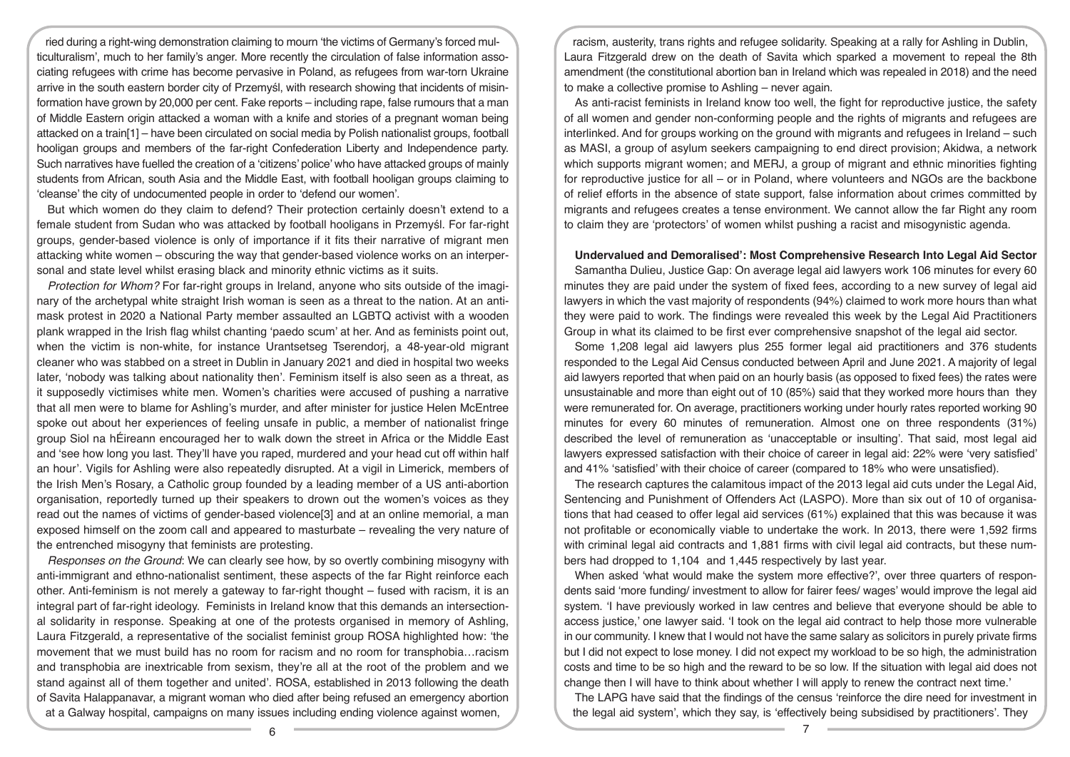ried during a right-wing demonstration claiming to mourn 'the victims of Germany's forced multiculturalism', much to her family's anger. More recently the circulation of false information associating refugees with crime has become pervasive in Poland, as refugees from war-torn Ukraine arrive in the south eastern border city of Przemyśl, with research showing that incidents of misinformation have grown by 20,000 per cent. Fake reports – including rape, false rumours that a man of Middle Eastern origin attacked a woman with a knife and stories of a pregnant woman being attacked on a train[1] – have been circulated on social media by Polish nationalist groups, football hooligan groups and members of the far-right Confederation Liberty and Independence party. Such narratives have fuelled the creation of a 'citizens' police' who have attacked groups of mainly students from African, south Asia and the Middle East, with football hooligan groups claiming to 'cleanse' the city of undocumented people in order to 'defend our women'.

But which women do they claim to defend? Their protection certainly doesn't extend to a female student from Sudan who was attacked by football hooligans in Przemyśl. For far-right groups, gender-based violence is only of importance if it fits their narrative of migrant men attacking white women – obscuring the way that gender-based violence works on an interpersonal and state level whilst erasing black and minority ethnic victims as it suits.

*Protection for Whom?* For far-right groups in Ireland, anyone who sits outside of the imaginary of the archetypal white straight Irish woman is seen as a threat to the nation. At an anti-mask protest in 2020 a National Party member assaulted an LGBTQ activist with a wooden plank wrapped in the Irish flag whilst chanting 'paedo scum' at her. And as feminists point out, when the victim is non-white, for instance Urantsetseg Tserendorj, a 48-year-old migrant cleaner who was stabbed on a street in Dublin in January 2021 and died in hospital two weeks later, 'nobody was talking about nationality then'. Feminism itself is also seen as a threat, as it supposedly victimises white men. Women's charities were accused of pushing a narrative that all men were to blame for Ashling's murder, and after minister for justice Helen McEntree spoke out about her experiences of feeling unsafe in public, a member of nationalist fringe group Siol na hÉireann encouraged her to walk down the street in Africa or the Middle East and 'see how long you last. They'll have you raped, murdered and your head cut off within half an hour'. Vigils for Ashling were also repeatedly disrupted. At a vigil in Limerick, members of the Irish Men's Rosary, a Catholic group founded by a leading member of a US anti-abortion organisation, reportedly turned up their speakers to drown out the women's voices as they read out the names of victims of gender-based violence[3] and at an online memorial, a man exposed himself on the zoom call and appeared to masturbate – revealing the very nature of the entrenched misogyny that feminists are protesting.

*Responses on the Ground*: We can clearly see how, by so overtly combining misogyny with anti-immigrant and ethno-nationalist sentiment, these aspects of the far Right reinforce each other. Anti-feminism is not merely a gateway to far-right thought – fused with racism, it is an integral part of far-right ideology. Feminists in Ireland know that this demands an intersectional solidarity in response. Speaking at one of the protests organised in memory of Ashling, Laura Fitzgerald, a representative of the socialist feminist group ROSA highlighted how: 'the movement that we must build has no room for racism and no room for transphobia…racism and transphobia are inextricable from sexism, they're all at the root of the problem and we stand against all of them together and united'. ROSA, established in 2013 following the death of Savita Halappanavar, a migrant woman who died after being refused an emergency abortion at a Galway hospital, campaigns on many issues including ending violence against women, racism, austerity, trans rights and refugee solidarity. Speaking at a rally for Ashling in Dublin, Laura Fitzgerald drew on the death of Savita which sparked a movement to repeal the 8th amendment (the constitutional abortion ban in Ireland which was repealed in 2018) and the need to make a collective promise to Ashling – never again.

As anti-racist feminists in Ireland know too well, the fight for reproductive justice, the safety of all women and gender non-conforming people and the rights of migrants and refugees are interlinked. And for groups working on the ground with migrants and refugees in Ireland – such as MASI, a group of asylum seekers campaigning to end direct provision; Akidwa, a network which supports migrant women; and MERJ, a group of migrant and ethnic minorities fighting for reproductive justice for all – or in Poland, where volunteers and NGOs are the backbone of relief efforts in the absence of state support, false information about crimes committed by migrants and refugees creates a tense environment. We cannot allow the far Right any room to claim they are 'protectors' of women whilst pushing a racist and misogynistic agenda.

**Undervalued and Demoralised': Most Comprehensive Research Into Legal Aid Sector**

Samantha Dulieu, Justice Gap: On average legal aid lawyers work 106 minutes for every 60 minutes they are paid under the system of fixed fees, according to a new survey of legal aid lawyers in which the vast majority of respondents (94%) claimed to work more hours than what they were paid to work. The findings were revealed this week by the Legal Aid Practitioners Group in what its claimed to be first ever comprehensive snapshot of the legal aid sector.

Some 1,208 legal aid lawyers plus 255 former legal aid practitioners and 376 students responded to the Legal Aid Census conducted between April and June 2021. A majority of legal aid lawyers reported that when paid on an hourly basis (as opposed to fixed fees) the rates were unsustainable and more than eight out of 10 (85%) said that they worked more hours than they were remunerated for. On average, practitioners working under hourly rates reported working 90 minutes for every 60 minutes of remuneration. Almost one on three respondents (31%) described the level of remuneration as 'unacceptable or insulting'. That said, most legal aid lawyers expressed satisfaction with their choice of career in legal aid: 22% were 'very satisfied' and 41% 'satisfied' with their choice of career (compared to 18% who were unsatisfied).

The research captures the calamitous impact of the 2013 legal aid cuts under the Legal Aid, Sentencing and Punishment of Offenders Act (LASPO). More than six out of 10 of organisations that had ceased to offer legal aid services (61%) explained that this was because it was not profitable or economically viable to undertake the work. In 2013, there were 1,592 firms with criminal legal aid contracts and 1,881 firms with civil legal aid contracts, but these numbers had dropped to 1,104 and 1,445 respectively by last year.

When asked 'what would make the system more effective?', over three quarters of respondents said 'more funding/ investment to allow for fairer fees/ wages' would improve the legal aid system. 'I have previously worked in law centres and believe that everyone should be able to access justice,' one lawyer said. 'I took on the legal aid contract to help those more vulnerable in our community. I knew that I would not have the same salary as solicitors in purely private firms but I did not expect to lose money. I did not expect my workload to be so high, the administration costs and time to be so high and the reward to be so low. If the situation with legal aid does not change then I will have to think about whether I will apply to renew the contract next time.'

The LAPG have said that the findings of the census 'reinforce the dire need for investment in the legal aid system', which they say, is 'effectively being subsidised by practitioners'. They